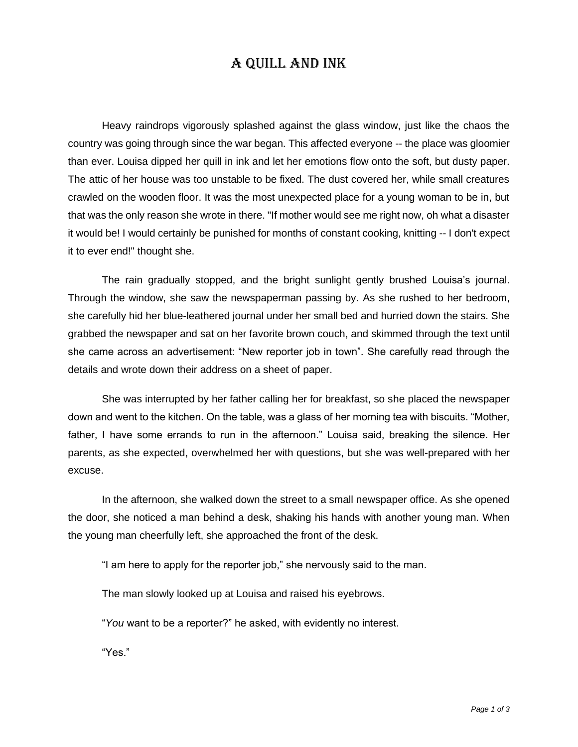# A QUILL AND INK

Heavy raindrops vigorously splashed against the glass window, just like the chaos the country was going through since the war began. This affected everyone -- the place was gloomier than ever. Louisa dipped her quill in ink and let her emotions flow onto the soft, but dusty paper. The attic of her house was too unstable to be fixed. The dust covered her, while small creatures crawled on the wooden floor. It was the most unexpected place for a young woman to be in, but that was the only reason she wrote in there. "If mother would see me right now, oh what a disaster it would be! I would certainly be punished for months of constant cooking, knitting -- I don't expect it to ever end!" thought she.

The rain gradually stopped, and the bright sunlight gently brushed Louisa's journal. Through the window, she saw the newspaperman passing by. As she rushed to her bedroom, she carefully hid her blue-leathered journal under her small bed and hurried down the stairs. She grabbed the newspaper and sat on her favorite brown couch, and skimmed through the text until she came across an advertisement: "New reporter job in town". She carefully read through the details and wrote down their address on a sheet of paper.

She was interrupted by her father calling her for breakfast, so she placed the newspaper down and went to the kitchen. On the table, was a glass of her morning tea with biscuits. "Mother, father, I have some errands to run in the afternoon." Louisa said, breaking the silence. Her parents, as she expected, overwhelmed her with questions, but she was well-prepared with her excuse.

In the afternoon, she walked down the street to a small newspaper office. As she opened the door, she noticed a man behind a desk, shaking his hands with another young man. When the young man cheerfully left, she approached the front of the desk.

"I am here to apply for the reporter job," she nervously said to the man.

The man slowly looked up at Louisa and raised his eyebrows.

"*You* want to be a reporter?" he asked, with evidently no interest.

"Yes."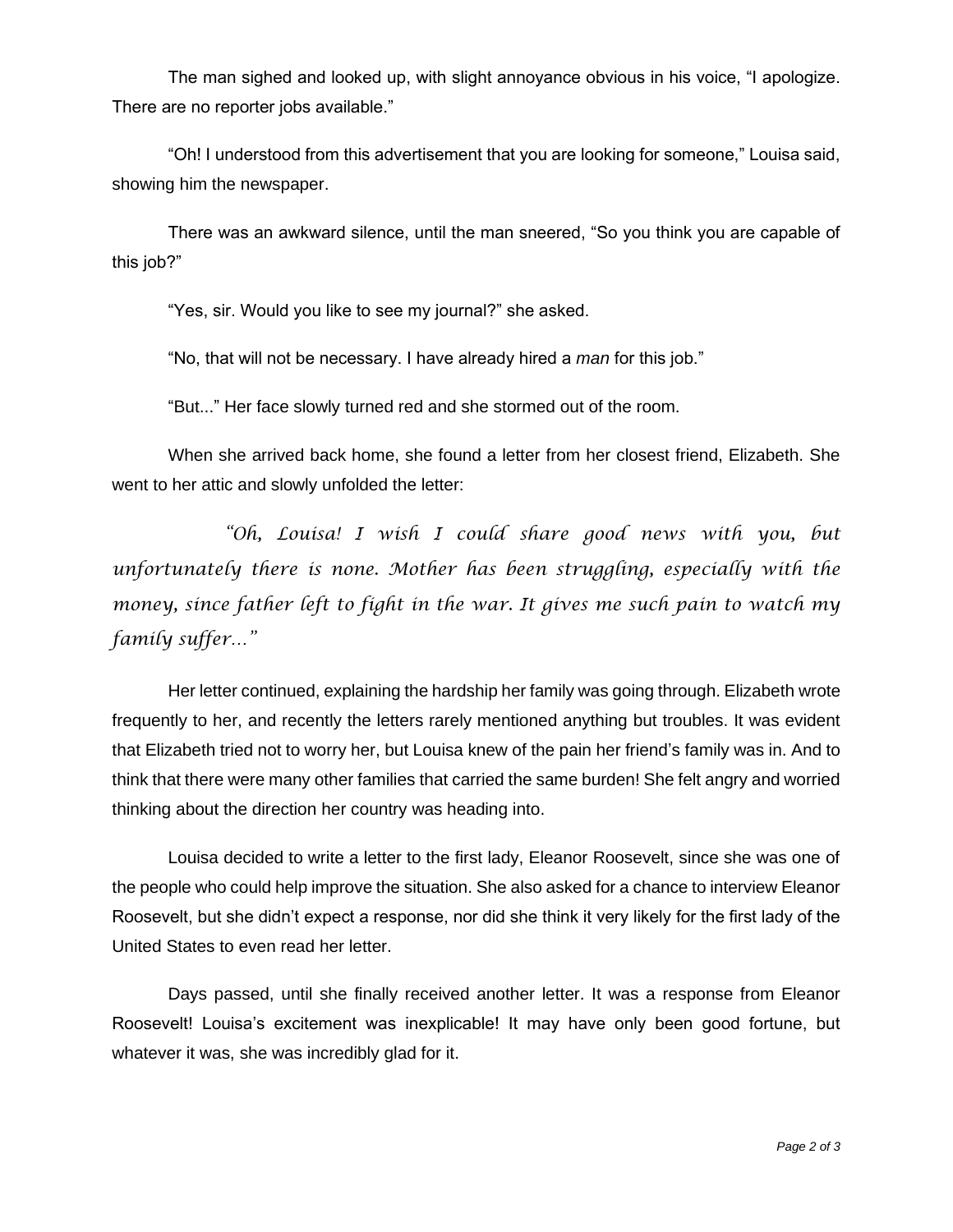The man sighed and looked up, with slight annoyance obvious in his voice, "I apologize. There are no reporter jobs available."

"Oh! I understood from this advertisement that you are looking for someone," Louisa said, showing him the newspaper.

There was an awkward silence, until the man sneered, "So you think you are capable of this job?"

"Yes, sir. Would you like to see my journal?" she asked.

"No, that will not be necessary. I have already hired a *man* for this job."

"But..." Her face slowly turned red and she stormed out of the room.

When she arrived back home, she found a letter from her closest friend, Elizabeth. She went to her attic and slowly unfolded the letter:

*"Oh, Louisa! I wish I could share good news with you, but unfortunately there is none. Mother has been struggling, especially with the money, since father left to fight in the war. It gives me such pain to watch my family suffer..."*

Her letter continued, explaining the hardship her family was going through. Elizabeth wrote frequently to her, and recently the letters rarely mentioned anything but troubles. It was evident that Elizabeth tried not to worry her, but Louisa knew of the pain her friend's family was in. And to think that there were many other families that carried the same burden! She felt angry and worried thinking about the direction her country was heading into.

Louisa decided to write a letter to the first lady, Eleanor Roosevelt, since she was one of the people who could help improve the situation. She also asked for a chance to interview Eleanor Roosevelt, but she didn't expect a response, nor did she think it very likely for the first lady of the United States to even read her letter.

Days passed, until she finally received another letter. It was a response from Eleanor Roosevelt! Louisa's excitement was inexplicable! It may have only been good fortune, but whatever it was, she was incredibly glad for it.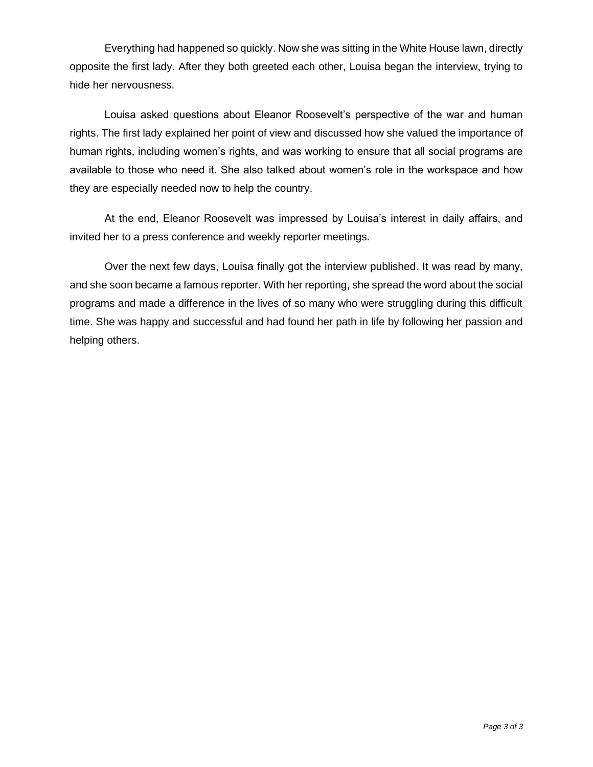Everything had happened so quickly. Now she was sitting in the White House lawn, directly opposite the first lady. After they both greeted each other, Louisa began the interview, trying to hide her nervousness.

Louisa asked questions about Eleanor Roosevelt's perspective of the war and human rights. The first lady explained her point of view and discussed how she valued the importance of human rights, including women's rights, and was working to ensure that all social programs are available to those who need it. She also talked about women's role in the workspace and how they are especially needed now to help the country.

At the end, Eleanor Roosevelt was impressed by Louisa's interest in daily affairs, and invited her to a press conference and weekly reporter meetings.

Over the next few days, Louisa finally got the interview published. It was read by many, and she soon became a famous reporter. With her reporting, she spread the word about the social programs and made a difference in the lives of so many who were struggling during this difficult time. She was happy and successful and had found her path in life by following her passion and helping others.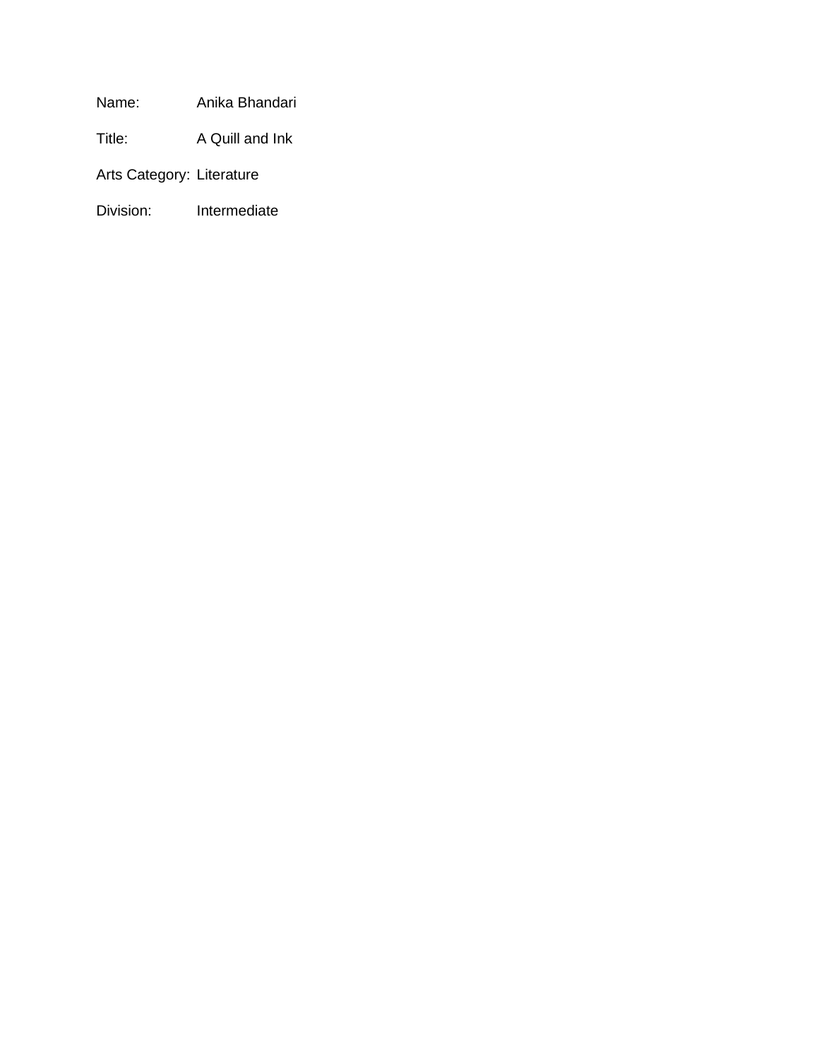Name: Anika Bhandari

Title: A Quill and Ink

Arts Category: Literature

Division: Intermediate